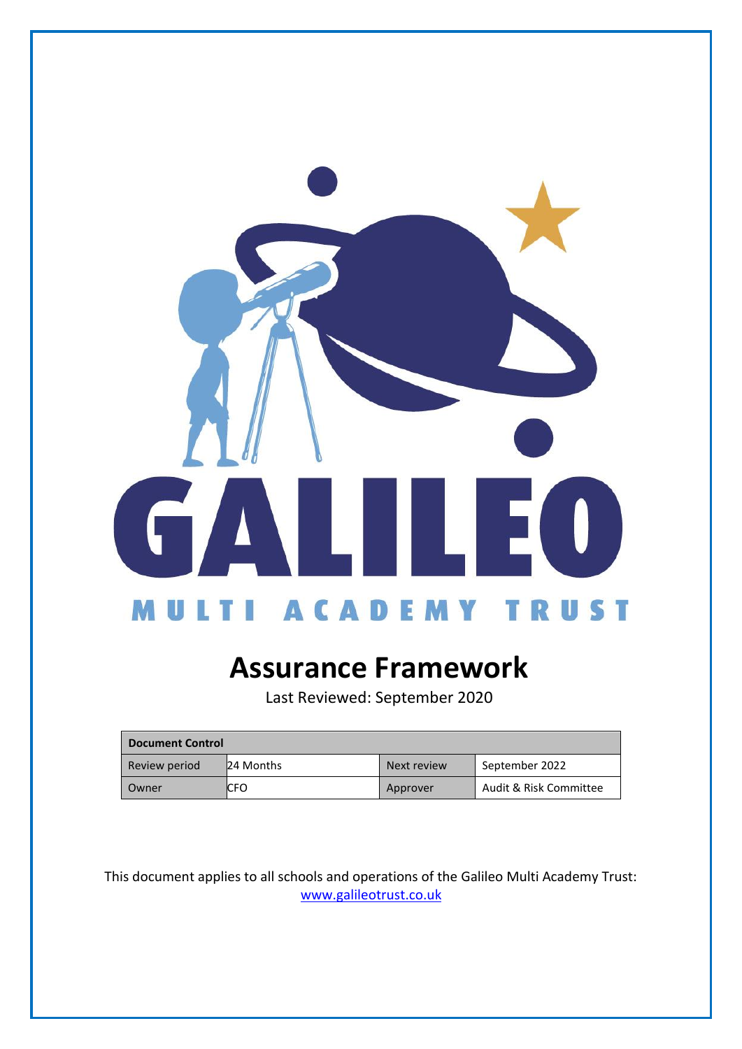GALILEO

MULTI ACADEMY TRUST

# Assurance Framework

Last Reviewed: September 2020

| Document Control | | | |
|---|---|---|---|
| Review period | 24 Months | Next review | September 2022 |
| Owner | CFO | Approver | Audit & Risk Committee |

This document applies to all schools and operations of the Galileo Multi Academy Trust: [www.galileotrust.co.uk](http://www.galileotrust.co.uk)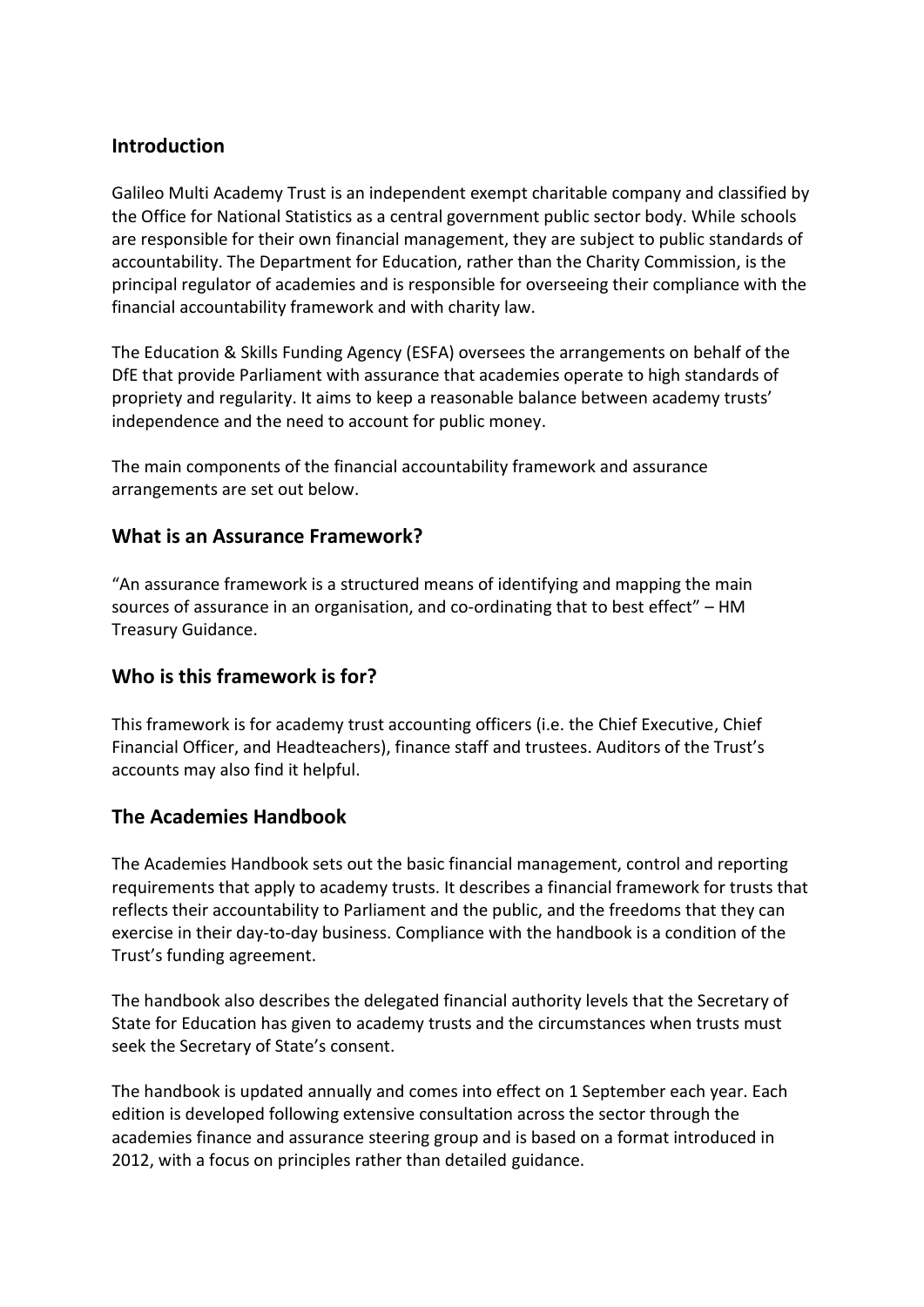## Introduction

Galileo Multi Academy Trust is an independent exempt charitable company and classified by the Office for National Statistics as a central government public sector body. While schools are responsible for their own financial management, they are subject to public standards of accountability. The Department for Education, rather than the Charity Commission, is the principal regulator of academies and is responsible for overseeing their compliance with the financial accountability framework and with charity law.

The Education & Skills Funding Agency (ESFA) oversees the arrangements on behalf of the DfE that provide Parliament with assurance that academies operate to high standards of propriety and regularity. It aims to keep a reasonable balance between academy trusts' independence and the need to account for public money.

The main components of the financial accountability framework and assurance arrangements are set out below.

## What is an Assurance Framework?

"An assurance framework is a structured means of identifying and mapping the main sources of assurance in an organisation, and co-ordinating that to best effect" – HM Treasury Guidance.

## Who is this framework is for?

This framework is for academy trust accounting officers (i.e. the Chief Executive, Chief Financial Officer, and Headteachers), finance staff and trustees. Auditors of the Trust's accounts may also find it helpful.

## The Academies Handbook

The Academies Handbook sets out the basic financial management, control and reporting requirements that apply to academy trusts. It describes a financial framework for trusts that reflects their accountability to Parliament and the public, and the freedoms that they can exercise in their day-to-day business. Compliance with the handbook is a condition of the Trust's funding agreement.

The handbook also describes the delegated financial authority levels that the Secretary of State for Education has given to academy trusts and the circumstances when trusts must seek the Secretary of State's consent.

The handbook is updated annually and comes into effect on 1 September each year. Each edition is developed following extensive consultation across the sector through the academies finance and assurance steering group and is based on a format introduced in 2012, with a focus on principles rather than detailed guidance.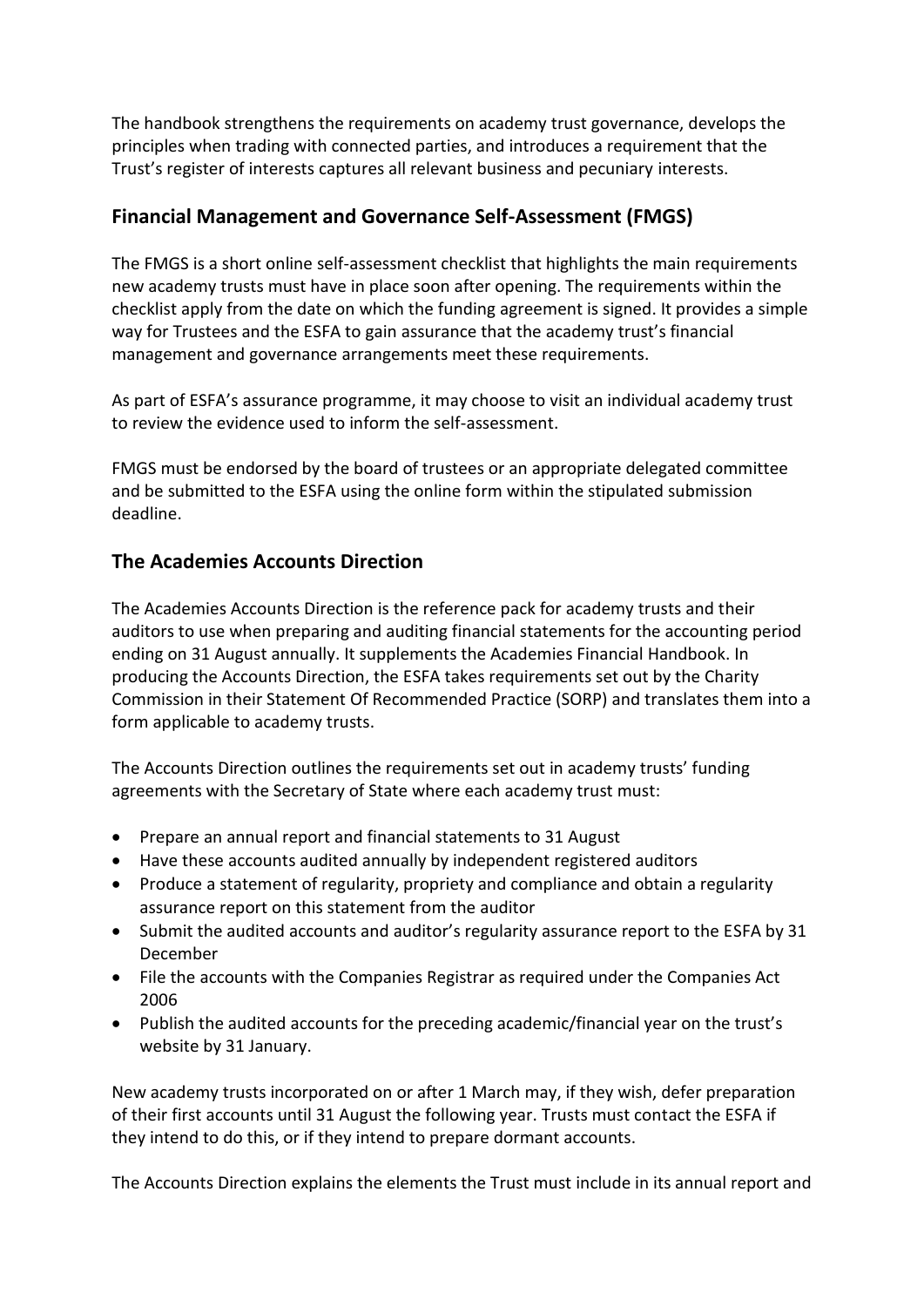The handbook strengthens the requirements on academy trust governance, develops the principles when trading with connected parties, and introduces a requirement that the Trust's register of interests captures all relevant business and pecuniary interests.

## Financial Management and Governance Self-Assessment (FMGS)

The FMGS is a short online self-assessment checklist that highlights the main requirements new academy trusts must have in place soon after opening. The requirements within the checklist apply from the date on which the funding agreement is signed. It provides a simple way for Trustees and the ESFA to gain assurance that the academy trust's financial management and governance arrangements meet these requirements.

As part of ESFA's assurance programme, it may choose to visit an individual academy trust to review the evidence used to inform the self-assessment.

FMGS must be endorsed by the board of trustees or an appropriate delegated committee and be submitted to the ESFA using the online form within the stipulated submission deadline.

## The Academies Accounts Direction

The Academies Accounts Direction is the reference pack for academy trusts and their auditors to use when preparing and auditing financial statements for the accounting period ending on 31 August annually. It supplements the Academies Financial Handbook. In producing the Accounts Direction, the ESFA takes requirements set out by the Charity Commission in their Statement Of Recommended Practice (SORP) and translates them into a form applicable to academy trusts.

The Accounts Direction outlines the requirements set out in academy trusts' funding agreements with the Secretary of State where each academy trust must:

- Prepare an annual report and financial statements to 31 August
- Have these accounts audited annually by independent registered auditors
- Produce a statement of regularity, propriety and compliance and obtain a regularity assurance report on this statement from the auditor
- Submit the audited accounts and auditor's regularity assurance report to the ESFA by 31 December
- File the accounts with the Companies Registrar as required under the Companies Act 2006
- Publish the audited accounts for the preceding academic/financial year on the trust's website by 31 January.

New academy trusts incorporated on or after 1 March may, if they wish, defer preparation of their first accounts until 31 August the following year. Trusts must contact the ESFA if they intend to do this, or if they intend to prepare dormant accounts.

The Accounts Direction explains the elements the Trust must include in its annual report and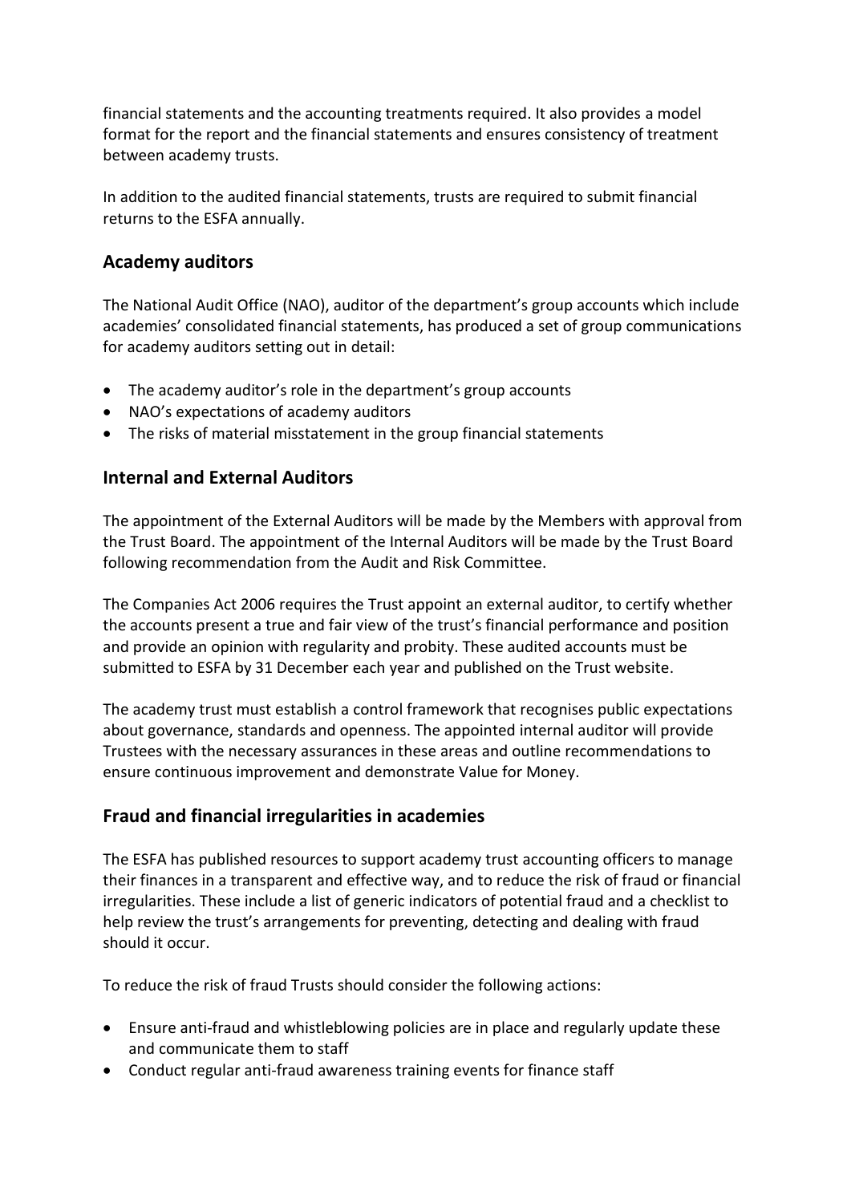financial statements and the accounting treatments required. It also provides a model format for the report and the financial statements and ensures consistency of treatment between academy trusts.

In addition to the audited financial statements, trusts are required to submit financial returns to the ESFA annually.

## Academy auditors

The National Audit Office (NAO), auditor of the department's group accounts which include academies' consolidated financial statements, has produced a set of group communications for academy auditors setting out in detail:

- The academy auditor's role in the department's group accounts
- NAO's expectations of academy auditors
- The risks of material misstatement in the group financial statements

## Internal and External Auditors

The appointment of the External Auditors will be made by the Members with approval from the Trust Board. The appointment of the Internal Auditors will be made by the Trust Board following recommendation from the Audit and Risk Committee.

The Companies Act 2006 requires the Trust appoint an external auditor, to certify whether the accounts present a true and fair view of the trust's financial performance and position and provide an opinion with regularity and probity. These audited accounts must be submitted to ESFA by 31 December each year and published on the Trust website.

The academy trust must establish a control framework that recognises public expectations about governance, standards and openness. The appointed internal auditor will provide Trustees with the necessary assurances in these areas and outline recommendations to ensure continuous improvement and demonstrate Value for Money.

## Fraud and financial irregularities in academies

The ESFA has published resources to support academy trust accounting officers to manage their finances in a transparent and effective way, and to reduce the risk of fraud or financial irregularities. These include a list of generic indicators of potential fraud and a checklist to help review the trust's arrangements for preventing, detecting and dealing with fraud should it occur.

To reduce the risk of fraud Trusts should consider the following actions:

- Ensure anti-fraud and whistleblowing policies are in place and regularly update these and communicate them to staff
- Conduct regular anti-fraud awareness training events for finance staff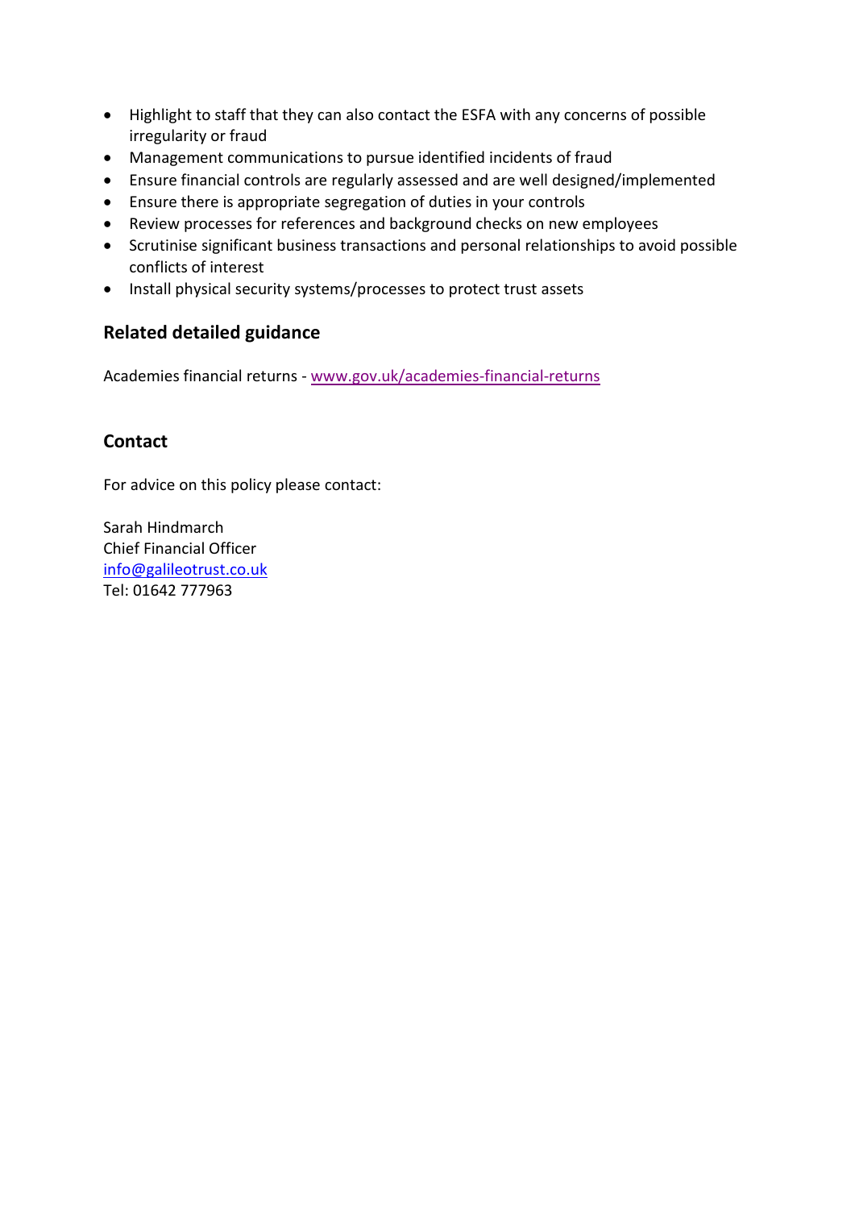- Highlight to staff that they can also contact the ESFA with any concerns of possible irregularity or fraud
- Management communications to pursue identified incidents of fraud
- Ensure financial controls are regularly assessed and are well designed/implemented
- Ensure there is appropriate segregation of duties in your controls
- Review processes for references and background checks on new employees
- Scrutinise significant business transactions and personal relationships to avoid possible conflicts of interest
- Install physical security systems/processes to protect trust assets

## Related detailed guidance

Academies financial returns - www.gov.uk/academies-financial-returns

## Contact

For advice on this policy please contact:

Sarah Hindmarch  
Chief Financial Officer  
info@galileotrust.co.uk  
Tel: 01642 777963